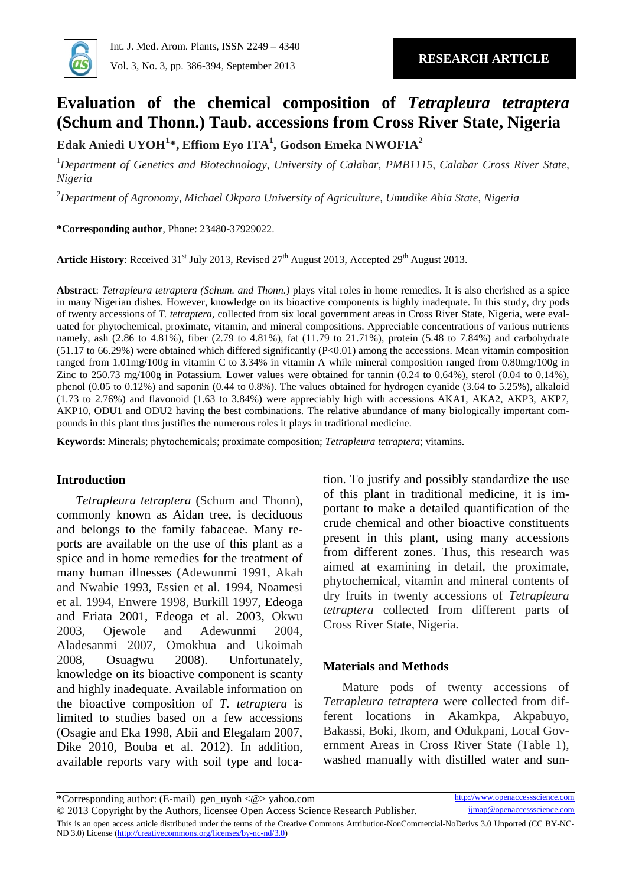**RESEARCH ARTICLE**

# Evaluation of the chemical composition of *Tetrapleura tetraptera* (Schum and Thonn.) Taub. accessions from Cross River State, Nigeria

**Edak Aniedi UYOH[1]\*, Effiom Eyo ITA[1], Godson Emeka NWOFIA[2]**

[1]*Department of Genetics and Biotechnology, University of Calabar, PMB1115, Calabar Cross River State, Nigeria*

[2]*Department of Agronomy, Michael Okpara University of Agriculture, Umudike Abia State, Nigeria*

**\*Corresponding author**, Phone: 23480-37929022.

**Article History**: Received 31st July 2013, Revised 27th August 2013, Accepted 29th August 2013.

**Abstract**: *Tetrapleura tetraptera (Schum. and Thonn.)* plays vital roles in home remedies. It is also cherished as a spice in many Nigerian dishes. However, knowledge on its bioactive components is highly inadequate. In this study, dry pods of twenty accessions of *T. tetraptera*, collected from six local government areas in Cross River State, Nigeria, were evaluated for phytochemical, proximate, vitamin, and mineral compositions. Appreciable concentrations of various nutrients namely, ash (2.86 to 4.81%), fiber (2.79 to 4.81%), fat (11.79 to 21.71%), protein (5.48 to 7.84%) and carbohydrate (51.17 to 66.29%) were obtained which differed significantly (P<0.01) among the accessions. Mean vitamin composition ranged from 1.01mg/100g in vitamin C to 3.34% in vitamin A while mineral composition ranged from 0.80mg/100g in Zinc to 250.73 mg/100g in Potassium. Lower values were obtained for tannin (0.24 to 0.64%), sterol (0.04 to 0.14%), phenol (0.05 to 0.12%) and saponin (0.44 to 0.8%). The values obtained for hydrogen cyanide (3.64 to 5.25%), alkaloid (1.73 to 2.76%) and flavonoid (1.63 to 3.84%) were appreciably high with accessions AKA1, AKA2, AKP3, AKP7, AKP10, ODU1 and ODU2 having the best combinations. The relative abundance of many biologically important compounds in this plant thus justifies the numerous roles it plays in traditional medicine.

**Keywords**: Minerals; phytochemicals; proximate composition; *Tetrapleura tetraptera*; vitamins.

## Introduction

*Tetrapleura tetraptera* (Schum and Thonn), commonly known as Aidan tree, is deciduous and belongs to the family fabaceae. Many reports are available on the use of this plant as a spice and in home remedies for the treatment of many human illnesses (Adewunmi 1991, Akah and Nwabie 1993, Essien et al. 1994, Noamesi et al. 1994, Enwere 1998, Burkill 1997, Edeoga and Eriata 2001, Edeoga et al. 2003, Okwu 2003, Ojewole and Adewunmi 2004, Aladesanmi 2007, Omokhua and Ukoimah 2008, Osuagwu 2008). Unfortunately, knowledge on its bioactive component is scanty and highly inadequate. Available information on the bioactive composition of *T. tetraptera* is limited to studies based on a few accessions (Osagie and Eka 1998, Abii and Elegalam 2007, Dike 2010, Bouba et al. 2012). In addition, available reports vary with soil type and location. To justify and possibly standardize the use of this plant in traditional medicine, it is important to make a detailed quantification of the crude chemical and other bioactive constituents present in this plant, using many accessions from different zones. Thus, this research was aimed at examining in detail, the proximate, phytochemical, vitamin and mineral contents of dry fruits in twenty accessions of *Tetrapleura tetraptera* collected from different parts of Cross River State, Nigeria.

## Materials and Methods

Mature pods of twenty accessions of *Tetrapleura tetraptera* were collected from different locations in Akamkpa, Akpabuyo, Bakassi, Boki, Ikom, and Odukpani, Local Government Areas in Cross River State (Table 1), washed manually with distilled water and sun-

---

\*Corresponding author: (E-mail) gen_uyoh <@> yahoo.com

© 2013 Copyright by the Authors, licensee Open Access Science Research Publisher.

This is an open access article distributed under the terms of the Creative Commons Attribution-NonCommercial-NoDerivs 3.0 Unported (CC BY-NC-ND 3.0) License (http://creativecommons.org/licenses/by-nc-nd/3.0)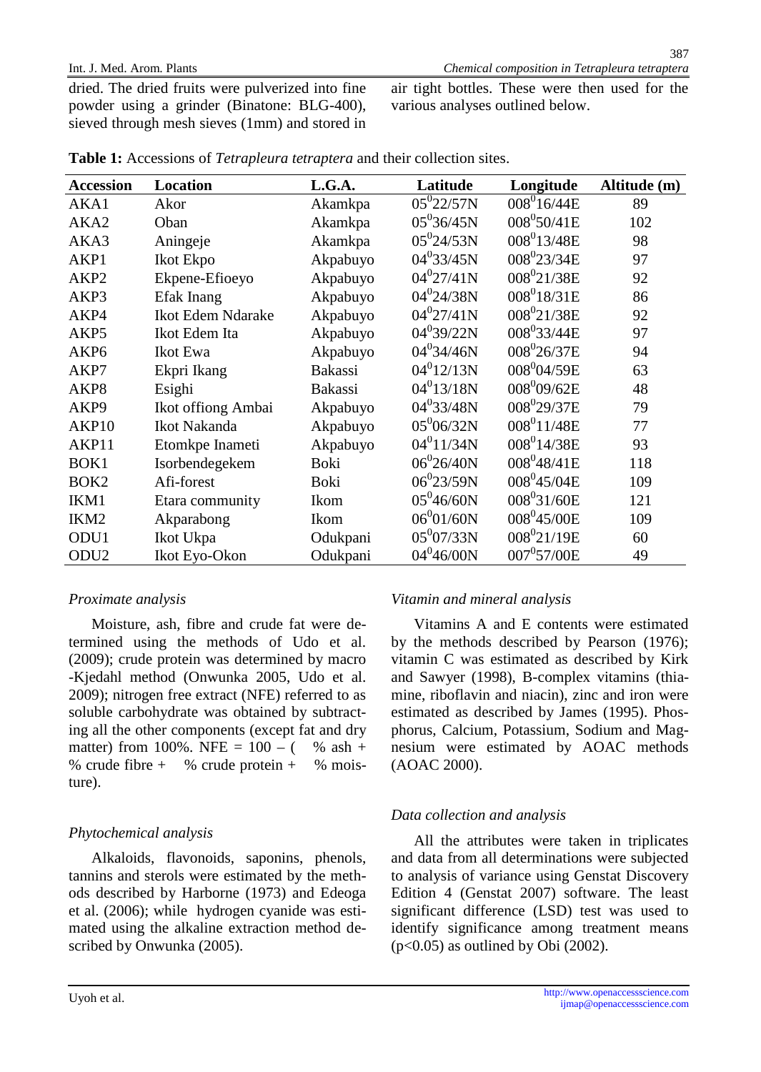dried. The dried fruits were pulverized into fine powder using a grinder (Binatone: BLG-400), sieved through mesh sieves (1mm) and stored in air tight bottles. These were then used for the various analyses outlined below.

**Table 1:** Accessions of *Tetrapleura tetraptera* and their collection sites.

| Accession | Location | L.G.A. | Latitude | Longitude | Altitude (m) |
|---|---|---|---|---|---|
| AKA1 | Akor | Akamkpa | $05^0$22/57N | $008^0$16/44E | 89 |
| AKA2 | Oban | Akamkpa | $05^0$36/45N | $008^0$50/41E | 102 |
| AKA3 | Aningeje | Akamkpa | $05^0$24/53N | $008^0$13/48E | 98 |
| AKP1 | Ikot Ekpo | Akpabuyo | $04^0$33/45N | $008^0$23/34E | 97 |
| AKP2 | Ekpene-Efioeyo | Akpabuyo | $04^0$27/41N | $008^0$21/38E | 92 |
| AKP3 | Efak Inang | Akpabuyo | $04^0$24/38N | $008^0$18/31E | 86 |
| AKP4 | Ikot Edem Ndarake | Akpabuyo | $04^0$27/41N | $008^0$21/38E | 92 |
| AKP5 | Ikot Edem Ita | Akpabuyo | $04^0$39/22N | $008^0$33/44E | 97 |
| AKP6 | Ikot Ewa | Akpabuyo | $04^0$34/46N | $008^0$26/37E | 94 |
| AKP7 | Ekpri Ikang | Bakassi | $04^0$12/13N | $008^0$04/59E | 63 |
| AKP8 | Esighi | Bakassi | $04^0$13/18N | $008^0$09/62E | 48 |
| AKP9 | Ikot offiong Ambai | Akpabuyo | $04^0$33/48N | $008^0$29/37E | 79 |
| AKP10 | Ikot Nakanda | Akpabuyo | $05^0$06/32N | $008^0$11/48E | 77 |
| AKP11 | Etomkpe Inameti | Akpabuyo | $04^0$11/34N | $008^0$14/38E | 93 |
| BOK1 | Isorbendegekem | Boki | $06^0$26/40N | $008^0$48/41E | 118 |
| BOK2 | Afi-forest | Boki | $06^0$23/59N | $008^0$45/04E | 109 |
| IKM1 | Etara community | Ikom | $05^0$46/60N | $008^0$31/60E | 121 |
| IKM2 | Akparabong | Ikom | $06^0$01/60N | $008^0$45/00E | 109 |
| ODU1 | Ikot Ukpa | Odukpani | $05^0$07/33N | $008^0$21/19E | 60 |
| ODU2 | Ikot Eyo-Okon | Odukpani | $04^0$46/00N | $007^0$57/00E | 49 |

*Proximate analysis*

Moisture, ash, fibre and crude fat were determined using the methods of Udo et al. (2009); crude protein was determined by macro -Kjedahl method (Onwunka 2005, Udo et al. 2009); nitrogen free extract (NFE) referred to as soluble carbohydrate was obtained by subtracting all the other components (except fat and dry matter) from 100%. NFE = 100 – ( % ash + % crude fibre + % crude protein + % moisture).

*Phytochemical analysis*

Alkaloids, flavonoids, saponins, phenols, tannins and sterols were estimated by the methods described by Harborne (1973) and Edeoga et al. (2006); while hydrogen cyanide was estimated using the alkaline extraction method described by Onwunka (2005).

*Vitamin and mineral analysis*

Vitamins A and E contents were estimated by the methods described by Pearson (1976); vitamin C was estimated as described by Kirk and Sawyer (1998), B-complex vitamins (thiamine, riboflavin and niacin), zinc and iron were estimated as described by James (1995). Phosphorus, Calcium, Potassium, Sodium and Magnesium were estimated by AOAC methods (AOAC 2000).

*Data collection and analysis*

All the attributes were taken in triplicates and data from all determinations were subjected to analysis of variance using Genstat Discovery Edition 4 (Genstat 2007) software. The least significant difference (LSD) test was used to identify significance among treatment means ($p<0.05$) as outlined by Obi (2002).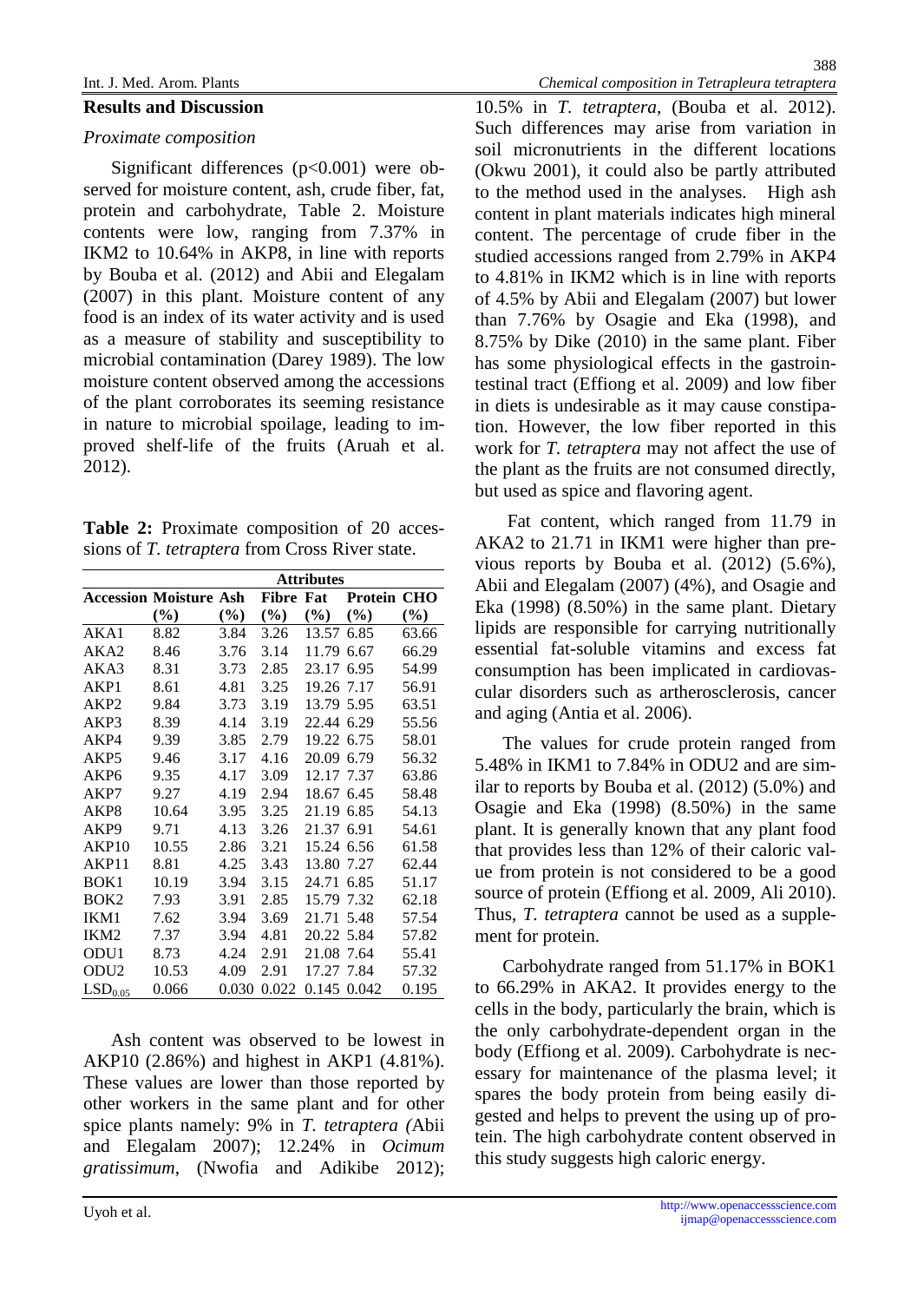## Results and Discussion

### *Proximate composition*

Significant differences ($p<0.001$) were observed for moisture content, ash, crude fiber, fat, protein and carbohydrate, Table 2. Moisture contents were low, ranging from 7.37% in IKM2 to 10.64% in AKP8, in line with reports by Bouba et al. (2012) and Abii and Elegalam (2007) in this plant. Moisture content of any food is an index of its water activity and is used as a measure of stability and susceptibility to microbial contamination (Darey 1989). The low moisture content observed among the accessions of the plant corroborates its seeming resistance in nature to microbial spoilage, leading to improved shelf-life of the fruits (Aruah et al. 2012).

**Table 2:** Proximate composition of 20 accessions of *T. tetraptera* from Cross River state.

| | Attributes | | | | | |
|---|---|---|---|---|---|---|
| **Accession** | **Moisture (%)** | **Ash (%)** | **Fibre (%)** | **Fat (%)** | **Protein (%)** | **CHO (%)** |
| AKA1 | 8.82 | 3.84 | 3.26 | 13.57 | 6.85 | 63.66 |
| AKA2 | 8.46 | 3.76 | 3.14 | 11.79 | 6.67 | 66.29 |
| AKA3 | 8.31 | 3.73 | 2.85 | 23.17 | 6.95 | 54.99 |
| AKP1 | 8.61 | 4.81 | 3.25 | 19.26 | 7.17 | 56.91 |
| AKP2 | 9.84 | 3.73 | 3.19 | 13.79 | 5.95 | 63.51 |
| AKP3 | 8.39 | 4.14 | 3.19 | 22.44 | 6.29 | 55.56 |
| AKP4 | 9.39 | 3.85 | 2.79 | 19.22 | 6.75 | 58.01 |
| AKP5 | 9.46 | 3.17 | 4.16 | 20.09 | 6.79 | 56.32 |
| AKP6 | 9.35 | 4.17 | 3.09 | 12.17 | 7.37 | 63.86 |
| AKP7 | 9.27 | 4.19 | 2.94 | 18.67 | 6.45 | 58.48 |
| AKP8 | 10.64 | 3.95 | 3.25 | 21.19 | 6.85 | 54.13 |
| AKP9 | 9.71 | 4.13 | 3.26 | 21.37 | 6.91 | 54.61 |
| AKP10 | 10.55 | 2.86 | 3.21 | 15.24 | 6.56 | 61.58 |
| AKP11 | 8.81 | 4.25 | 3.43 | 13.80 | 7.27 | 62.44 |
| BOK1 | 10.19 | 3.94 | 3.15 | 24.71 | 6.85 | 51.17 |
| BOK2 | 7.93 | 3.91 | 2.85 | 15.79 | 7.32 | 62.18 |
| IKM1 | 7.62 | 3.94 | 3.69 | 21.71 | 5.48 | 57.54 |
| IKM2 | 7.37 | 3.94 | 4.81 | 20.22 | 5.84 | 57.82 |
| ODU1 | 8.73 | 4.24 | 2.91 | 21.08 | 7.64 | 55.41 |
| ODU2 | 10.53 | 4.09 | 2.91 | 17.27 | 7.84 | 57.32 |
| $LSD_{0.05}$ | 0.066 | 0.030 | 0.022 | 0.145 | 0.042 | 0.195 |

Ash content was observed to be lowest in AKP10 (2.86%) and highest in AKP1 (4.81%). These values are lower than those reported by other workers in the same plant and for other spice plants namely: 9% in *T. tetraptera (*Abii and Elegalam 2007); 12.24% in *Ocimum gratissimum*, (Nwofia and Adikibe 2012); 10.5% in *T. tetraptera*, (Bouba et al. 2012). Such differences may arise from variation in soil micronutrients in the different locations (Okwu 2001), it could also be partly attributed to the method used in the analyses. High ash content in plant materials indicates high mineral content. The percentage of crude fiber in the studied accessions ranged from 2.79% in AKP4 to 4.81% in IKM2 which is in line with reports of 4.5% by Abii and Elegalam (2007) but lower than 7.76% by Osagie and Eka (1998), and 8.75% by Dike (2010) in the same plant. Fiber has some physiological effects in the gastrointestinal tract (Effiong et al. 2009) and low fiber in diets is undesirable as it may cause constipation. However, the low fiber reported in this work for *T. tetraptera* may not affect the use of the plant as the fruits are not consumed directly, but used as spice and flavoring agent.

Fat content, which ranged from 11.79 in AKA2 to 21.71 in IKM1 were higher than previous reports by Bouba et al. (2012) (5.6%), Abii and Elegalam (2007) (4%), and Osagie and Eka (1998) (8.50%) in the same plant. Dietary lipids are responsible for carrying nutritionally essential fat-soluble vitamins and excess fat consumption has been implicated in cardiovascular disorders such as artherosclerosis, cancer and aging (Antia et al. 2006).

The values for crude protein ranged from 5.48% in IKM1 to 7.84% in ODU2 and are similar to reports by Bouba et al. (2012) (5.0%) and Osagie and Eka (1998) (8.50%) in the same plant. It is generally known that any plant food that provides less than 12% of their caloric value from protein is not considered to be a good source of protein (Effiong et al. 2009, Ali 2010). Thus, *T. tetraptera* cannot be used as a supplement for protein.

Carbohydrate ranged from 51.17% in BOK1 to 66.29% in AKA2. It provides energy to the cells in the body, particularly the brain, which is the only carbohydrate-dependent organ in the body (Effiong et al. 2009). Carbohydrate is necessary for maintenance of the plasma level; it spares the body protein from being easily digested and helps to prevent the using up of protein. The high carbohydrate content observed in this study suggests high caloric energy.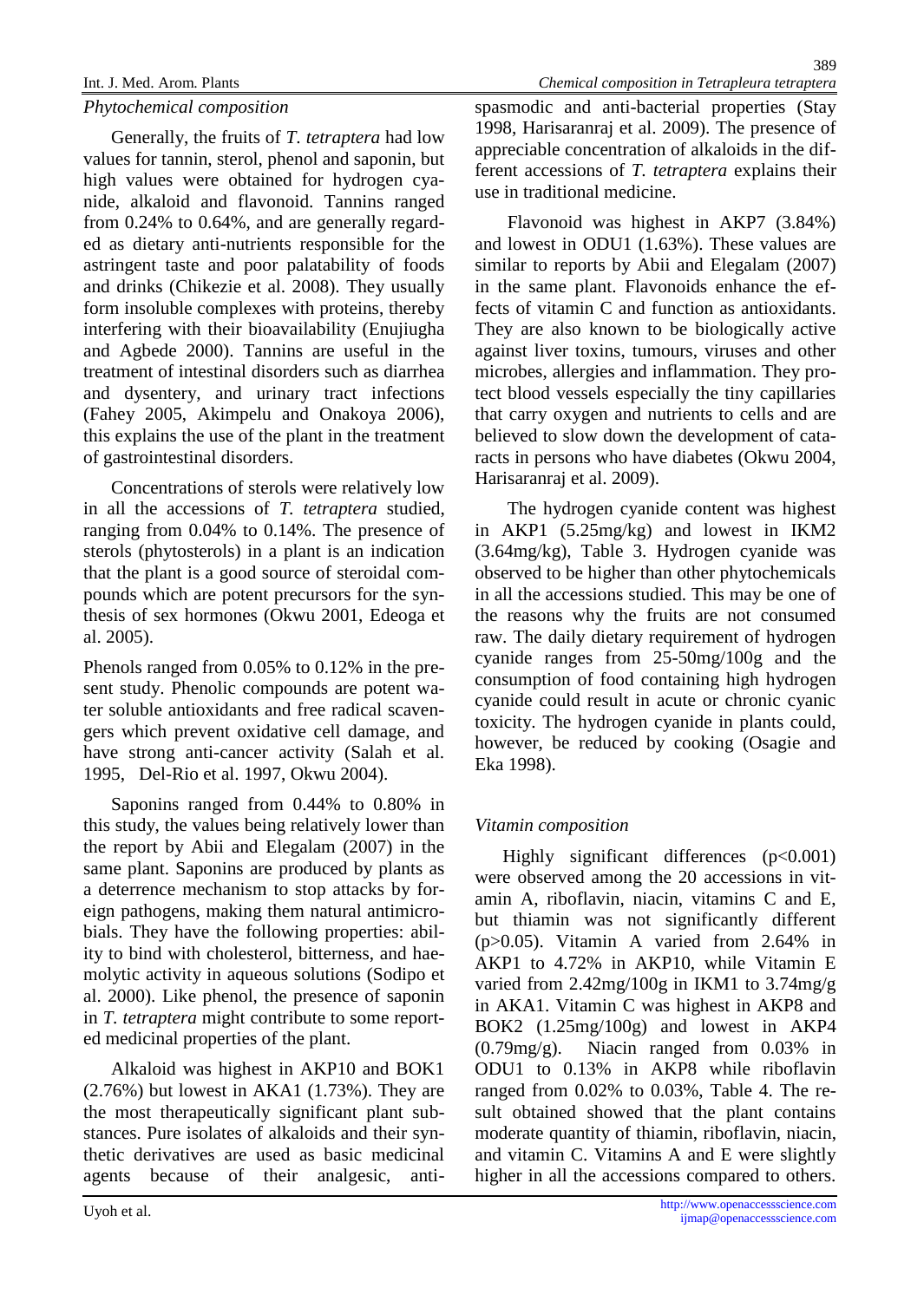### *Phytochemical composition*

Generally, the fruits of *T. tetraptera* had low values for tannin, sterol, phenol and saponin, but high values were obtained for hydrogen cyanide, alkaloid and flavonoid. Tannins ranged from 0.24% to 0.64%, and are generally regarded as dietary anti-nutrients responsible for the astringent taste and poor palatability of foods and drinks (Chikezie et al. 2008). They usually form insoluble complexes with proteins, thereby interfering with their bioavailability (Enujiugha and Agbede 2000). Tannins are useful in the treatment of intestinal disorders such as diarrhea and dysentery, and urinary tract infections (Fahey 2005, Akimpelu and Onakoya 2006), this explains the use of the plant in the treatment of gastrointestinal disorders.

Concentrations of sterols were relatively low in all the accessions of *T. tetraptera* studied, ranging from 0.04% to 0.14%. The presence of sterols (phytosterols) in a plant is an indication that the plant is a good source of steroidal compounds which are potent precursors for the synthesis of sex hormones (Okwu 2001, Edeoga et al. 2005).

Phenols ranged from 0.05% to 0.12% in the present study. Phenolic compounds are potent water soluble antioxidants and free radical scavengers which prevent oxidative cell damage, and have strong anti-cancer activity (Salah et al. 1995, Del-Rio et al. 1997, Okwu 2004).

Saponins ranged from 0.44% to 0.80% in this study, the values being relatively lower than the report by Abii and Elegalam (2007) in the same plant. Saponins are produced by plants as a deterrence mechanism to stop attacks by foreign pathogens, making them natural antimicrobials. They have the following properties: ability to bind with cholesterol, bitterness, and haemolytic activity in aqueous solutions (Sodipo et al. 2000). Like phenol, the presence of saponin in *T. tetraptera* might contribute to some reported medicinal properties of the plant.

Alkaloid was highest in AKP10 and BOK1 (2.76%) but lowest in AKA1 (1.73%). They are the most therapeutically significant plant substances. Pure isolates of alkaloids and their synthetic derivatives are used as basic medicinal agents because of their analgesic, antispasmodic and anti-bacterial properties (Stay 1998, Harisaranraj et al. 2009). The presence of appreciable concentration of alkaloids in the different accessions of *T. tetraptera* explains their use in traditional medicine.

Flavonoid was highest in AKP7 (3.84%) and lowest in ODU1 (1.63%). These values are similar to reports by Abii and Elegalam (2007) in the same plant. Flavonoids enhance the effects of vitamin C and function as antioxidants. They are also known to be biologically active against liver toxins, tumours, viruses and other microbes, allergies and inflammation. They protect blood vessels especially the tiny capillaries that carry oxygen and nutrients to cells and are believed to slow down the development of cataracts in persons who have diabetes (Okwu 2004, Harisaranraj et al. 2009).

The hydrogen cyanide content was highest in AKP1 (5.25mg/kg) and lowest in IKM2 (3.64mg/kg), Table 3. Hydrogen cyanide was observed to be higher than other phytochemicals in all the accessions studied. This may be one of the reasons why the fruits are not consumed raw. The daily dietary requirement of hydrogen cyanide ranges from 25-50mg/100g and the consumption of food containing high hydrogen cyanide could result in acute or chronic cyanic toxicity. The hydrogen cyanide in plants could, however, be reduced by cooking (Osagie and Eka 1998).

### *Vitamin composition*

Highly significant differences ($p<0.001$) were observed among the 20 accessions in vitamin A, riboflavin, niacin, vitamins C and E, but thiamin was not significantly different ($p>0.05$). Vitamin A varied from 2.64% in AKP1 to 4.72% in AKP10, while Vitamin E varied from 2.42mg/100g in IKM1 to 3.74mg/g in AKA1. Vitamin C was highest in AKP8 and BOK2 (1.25mg/100g) and lowest in AKP4 (0.79mg/g). Niacin ranged from 0.03% in ODU1 to 0.13% in AKP8 while riboflavin ranged from 0.02% to 0.03%, Table 4. The result obtained showed that the plant contains moderate quantity of thiamin, riboflavin, niacin, and vitamin C. Vitamins A and E were slightly higher in all the accessions compared to others.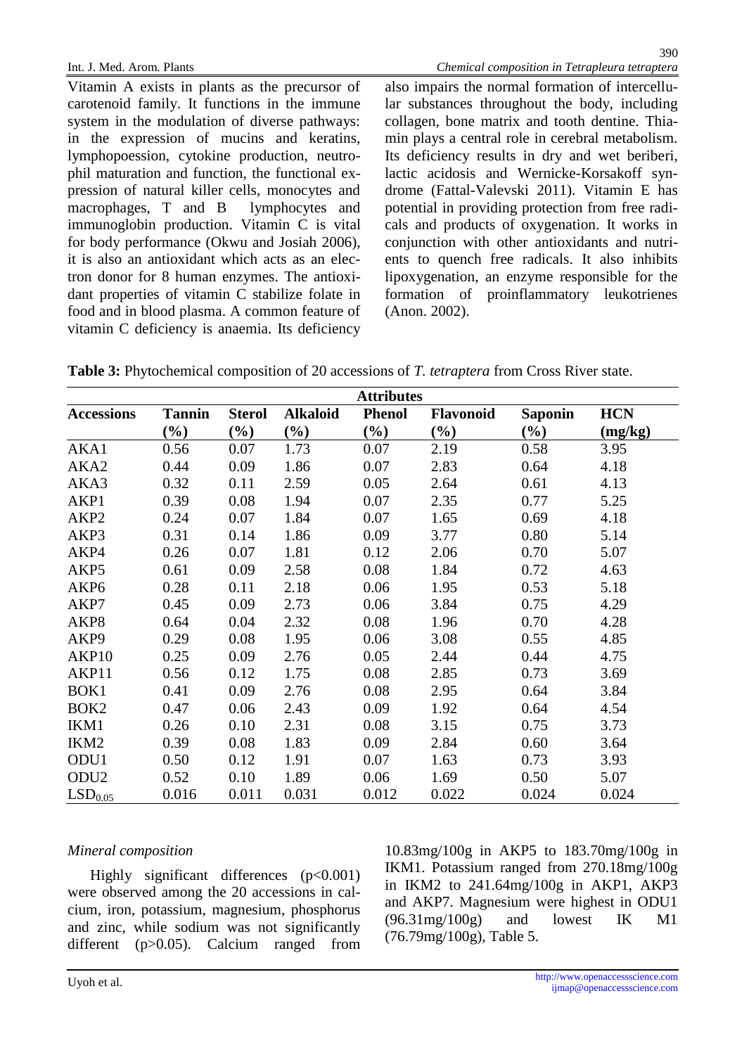Vitamin A exists in plants as the precursor of carotenoid family. It functions in the immune system in the modulation of diverse pathways: in the expression of mucins and keratins, lymphopoession, cytokine production, neutrophil maturation and function, the functional expression of natural killer cells, monocytes and macrophages, T and B lymphocytes and immunoglobin production. Vitamin C is vital for body performance (Okwu and Josiah 2006), it is also an antioxidant which acts as an electron donor for 8 human enzymes. The antioxidant properties of vitamin C stabilize folate in food and in blood plasma. A common feature of vitamin C deficiency is anaemia. Its deficiency also impairs the normal formation of intercellular substances throughout the body, including collagen, bone matrix and tooth dentine. Thiamin plays a central role in cerebral metabolism. Its deficiency results in dry and wet beriberi, lactic acidosis and Wernicke-Korsakoff syndrome (Fattal-Valevski 2011). Vitamin E has potential in providing protection from free radicals and products of oxygenation. It works in conjunction with other antioxidants and nutrients to quench free radicals. It also inhibits lipoxygenation, an enzyme responsible for the formation of proinflammatory leukotrienes (Anon. 2002).

**Table 3:** Phytochemical composition of 20 accessions of *T. tetraptera* from Cross River state.

| | Attributes | | | | | | |
|---|---|---|---|---|---|---|---|
| **Accessions** | **Tannin (%)** | **Sterol (%)** | **Alkaloid (%)** | **Phenol (%)** | **Flavonoid (%)** | **Saponin (%)** | **HCN (mg/kg)** |
| AKA1 | 0.56 | 0.07 | 1.73 | 0.07 | 2.19 | 0.58 | 3.95 |
| AKA2 | 0.44 | 0.09 | 1.86 | 0.07 | 2.83 | 0.64 | 4.18 |
| AKA3 | 0.32 | 0.11 | 2.59 | 0.05 | 2.64 | 0.61 | 4.13 |
| AKP1 | 0.39 | 0.08 | 1.94 | 0.07 | 2.35 | 0.77 | 5.25 |
| AKP2 | 0.24 | 0.07 | 1.84 | 0.07 | 1.65 | 0.69 | 4.18 |
| AKP3 | 0.31 | 0.14 | 1.86 | 0.09 | 3.77 | 0.80 | 5.14 |
| AKP4 | 0.26 | 0.07 | 1.81 | 0.12 | 2.06 | 0.70 | 5.07 |
| AKP5 | 0.61 | 0.09 | 2.58 | 0.08 | 1.84 | 0.72 | 4.63 |
| AKP6 | 0.28 | 0.11 | 2.18 | 0.06 | 1.95 | 0.53 | 5.18 |
| AKP7 | 0.45 | 0.09 | 2.73 | 0.06 | 3.84 | 0.75 | 4.29 |
| AKP8 | 0.64 | 0.04 | 2.32 | 0.08 | 1.96 | 0.70 | 4.28 |
| AKP9 | 0.29 | 0.08 | 1.95 | 0.06 | 3.08 | 0.55 | 4.85 |
| AKP10 | 0.25 | 0.09 | 2.76 | 0.05 | 2.44 | 0.44 | 4.75 |
| AKP11 | 0.56 | 0.12 | 1.75 | 0.08 | 2.85 | 0.73 | 3.69 |
| BOK1 | 0.41 | 0.09 | 2.76 | 0.08 | 2.95 | 0.64 | 3.84 |
| BOK2 | 0.47 | 0.06 | 2.43 | 0.09 | 1.92 | 0.64 | 4.54 |
| IKM1 | 0.26 | 0.10 | 2.31 | 0.08 | 3.15 | 0.75 | 3.73 |
| IKM2 | 0.39 | 0.08 | 1.83 | 0.09 | 2.84 | 0.60 | 3.64 |
| ODU1 | 0.50 | 0.12 | 1.91 | 0.07 | 1.63 | 0.73 | 3.93 |
| ODU2 | 0.52 | 0.10 | 1.89 | 0.06 | 1.69 | 0.50 | 5.07 |
| $LSD_{0.05}$ | 0.016 | 0.011 | 0.031 | 0.012 | 0.022 | 0.024 | 0.024 |

*Mineral composition*

Highly significant differences ($p<0.001$) were observed among the 20 accessions in calcium, iron, potassium, magnesium, phosphorus and zinc, while sodium was not significantly different ($p>0.05$). Calcium ranged from 10.83mg/100g in AKP5 to 183.70mg/100g in IKM1. Potassium ranged from 270.18mg/100g in IKM2 to 241.64mg/100g in AKP1, AKP3 and AKP7. Magnesium were highest in ODU1 (96.31mg/100g) and lowest IK M1 (76.79mg/100g), Table 5.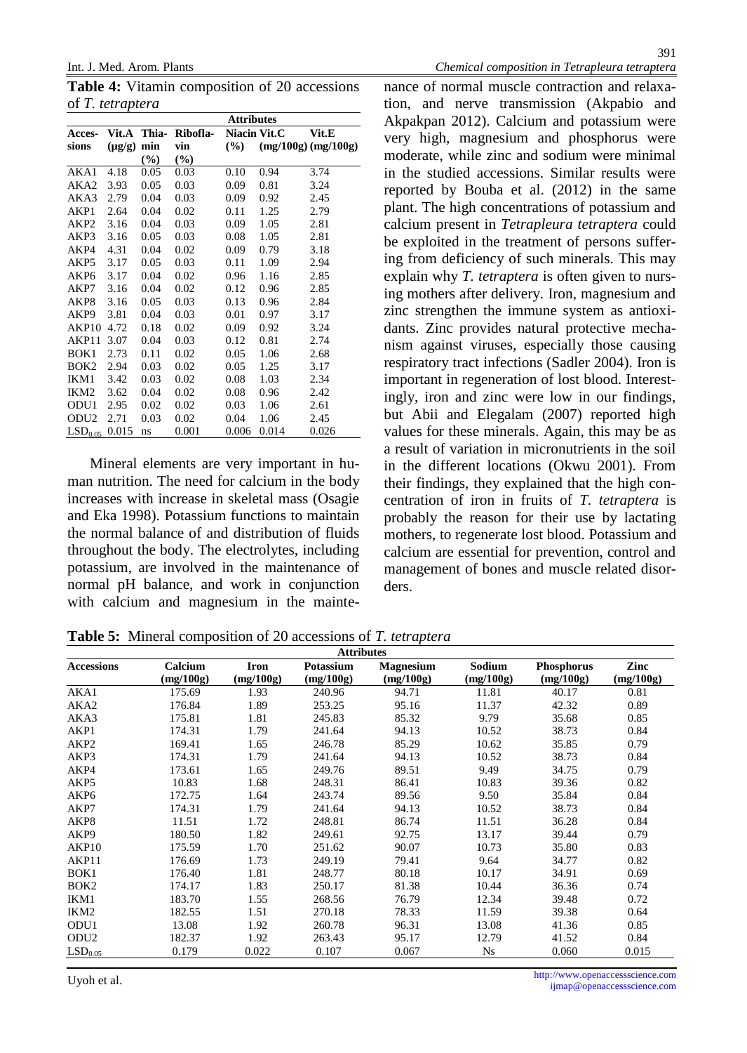**Table 4:** Vitamin composition of 20 accessions of *T. tetraptera*

| Accessions | Vit.A (µg/g) | Thiamin (%) | Riboflavin (%) | Niacin (%) | Vit.C (mg/100g) | Vit.E (mg/100g) |
|---|---|---|---|---|---|---|
| AKA1 | 4.18 | 0.05 | 0.03 | 0.10 | 0.94 | 3.74 |
| AKA2 | 3.93 | 0.05 | 0.03 | 0.09 | 0.81 | 3.24 |
| AKA3 | 2.79 | 0.04 | 0.03 | 0.09 | 0.92 | 2.45 |
| AKP1 | 2.64 | 0.04 | 0.02 | 0.11 | 1.25 | 2.79 |
| AKP2 | 3.16 | 0.04 | 0.03 | 0.09 | 1.05 | 2.81 |
| AKP3 | 3.16 | 0.05 | 0.03 | 0.08 | 1.05 | 2.81 |
| AKP4 | 4.31 | 0.04 | 0.02 | 0.09 | 0.79 | 3.18 |
| AKP5 | 3.17 | 0.05 | 0.03 | 0.11 | 1.09 | 2.94 |
| AKP6 | 3.17 | 0.04 | 0.02 | 0.96 | 1.16 | 2.85 |
| AKP7 | 3.16 | 0.04 | 0.02 | 0.12 | 0.96 | 2.85 |
| AKP8 | 3.16 | 0.05 | 0.03 | 0.13 | 0.96 | 2.84 |
| AKP9 | 3.81 | 0.04 | 0.03 | 0.01 | 0.97 | 3.17 |
| AKP10 | 4.72 | 0.18 | 0.02 | 0.09 | 0.92 | 3.24 |
| AKP11 | 3.07 | 0.04 | 0.03 | 0.12 | 0.81 | 2.74 |
| BOK1 | 2.73 | 0.11 | 0.02 | 0.05 | 1.06 | 2.68 |
| BOK2 | 2.94 | 0.03 | 0.02 | 0.05 | 1.25 | 3.17 |
| IKM1 | 3.42 | 0.03 | 0.02 | 0.08 | 1.03 | 2.34 |
| IKM2 | 3.62 | 0.04 | 0.02 | 0.08 | 0.96 | 2.42 |
| ODU1 | 2.95 | 0.02 | 0.02 | 0.03 | 1.06 | 2.61 |
| ODU2 | 2.71 | 0.03 | 0.02 | 0.04 | 1.06 | 2.45 |
| $LSD_{0.05}$ | 0.015 | ns | 0.001 | 0.006 | 0.014 | 0.026 |

Mineral elements are very important in human nutrition. The need for calcium in the body increases with increase in skeletal mass (Osagie and Eka 1998). Potassium functions to maintain the normal balance of and distribution of fluids throughout the body. The electrolytes, including potassium, are involved in the maintenance of normal pH balance, and work in conjunction with calcium and magnesium in the maintenance of normal muscle contraction and relaxation, and nerve transmission (Akpabio and Akpakpan 2012). Calcium and potassium were very high, magnesium and phosphorus were moderate, while zinc and sodium were minimal in the studied accessions. Similar results were reported by Bouba et al. (2012) in the same plant. The high concentrations of potassium and calcium present in *Tetrapleura tetraptera* could be exploited in the treatment of persons suffering from deficiency of such minerals. This may explain why *T. tetraptera* is often given to nursing mothers after delivery. Iron, magnesium and zinc strengthen the immune system as antioxidants. Zinc provides natural protective mechanism against viruses, especially those causing respiratory tract infections (Sadler 2004). Iron is important in regeneration of lost blood. Interestingly, iron and zinc were low in our findings, but Abii and Elegalam (2007) reported high values for these minerals. Again, this may be as a result of variation in micronutrients in the soil in the different locations (Okwu 2001). From their findings, they explained that the high concentration of iron in fruits of *T. tetraptera* is probably the reason for their use by lactating mothers, to regenerate lost blood. Potassium and calcium are essential for prevention, control and management of bones and muscle related disorders.

**Table 5:** Mineral composition of 20 accessions of *T. tetraptera*

| Accessions | Calcium (mg/100g) | Iron (mg/100g) | Potassium (mg/100g) | Magnesium (mg/100g) | Sodium (mg/100g) | Phosphorus (mg/100g) | Zinc (mg/100g) |
|---|---|---|---|---|---|---|---|
| AKA1 | 175.69 | 1.93 | 240.96 | 94.71 | 11.81 | 40.17 | 0.81 |
| AKA2 | 176.84 | 1.89 | 253.25 | 95.16 | 11.37 | 42.32 | 0.89 |
| AKA3 | 175.81 | 1.81 | 245.83 | 85.32 | 9.79 | 35.68 | 0.85 |
| AKP1 | 174.31 | 1.79 | 241.64 | 94.13 | 10.52 | 38.73 | 0.84 |
| AKP2 | 169.41 | 1.65 | 246.78 | 85.29 | 10.62 | 35.85 | 0.79 |
| AKP3 | 174.31 | 1.79 | 241.64 | 94.13 | 10.52 | 38.73 | 0.84 |
| AKP4 | 173.61 | 1.65 | 249.76 | 89.51 | 9.49 | 34.75 | 0.79 |
| AKP5 | 10.83 | 1.68 | 248.31 | 86.41 | 10.83 | 39.36 | 0.82 |
| AKP6 | 172.75 | 1.64 | 243.74 | 89.56 | 9.50 | 35.84 | 0.84 |
| AKP7 | 174.31 | 1.79 | 241.64 | 94.13 | 10.52 | 38.73 | 0.84 |
| AKP8 | 11.51 | 1.72 | 248.81 | 86.74 | 11.51 | 36.28 | 0.84 |
| AKP9 | 180.50 | 1.82 | 249.61 | 92.75 | 13.17 | 39.44 | 0.79 |
| AKP10 | 175.59 | 1.70 | 251.62 | 90.07 | 10.73 | 35.80 | 0.83 |
| AKP11 | 176.69 | 1.73 | 249.19 | 79.41 | 9.64 | 34.77 | 0.82 |
| BOK1 | 176.40 | 1.81 | 248.77 | 80.18 | 10.17 | 34.91 | 0.69 |
| BOK2 | 174.17 | 1.83 | 250.17 | 81.38 | 10.44 | 36.36 | 0.74 |
| IKM1 | 183.70 | 1.55 | 268.56 | 76.79 | 12.34 | 39.48 | 0.72 |
| IKM2 | 182.55 | 1.51 | 270.18 | 78.33 | 11.59 | 39.38 | 0.64 |
| ODU1 | 13.08 | 1.92 | 260.78 | 96.31 | 13.08 | 41.36 | 0.85 |
| ODU2 | 182.37 | 1.92 | 263.43 | 95.17 | 12.79 | 41.52 | 0.84 |
| $LSD_{0.05}$ | 0.179 | 0.022 | 0.107 | 0.067 | Ns | 0.060 | 0.015 |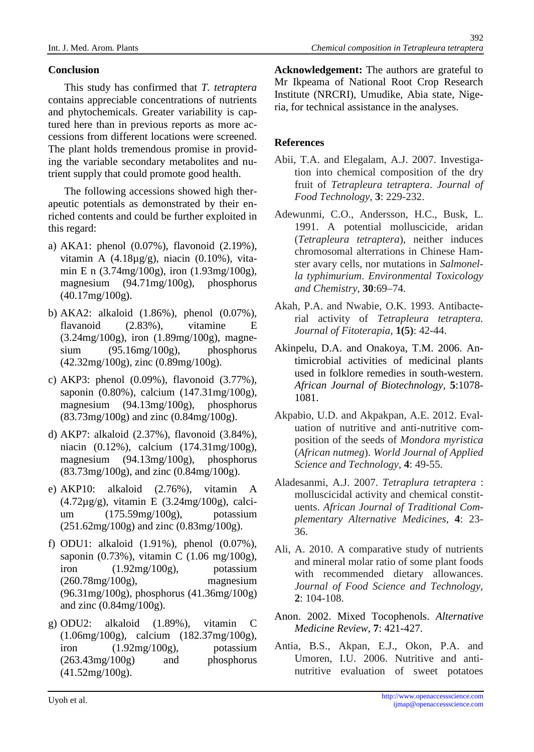## Conclusion

This study has confirmed that *T. tetraptera* contains appreciable concentrations of nutrients and phytochemicals. Greater variability is captured here than in previous reports as more accessions from different locations were screened. The plant holds tremendous promise in providing the variable secondary metabolites and nutrient supply that could promote good health.

The following accessions showed high therapeutic potentials as demonstrated by their enriched contents and could be further exploited in this regard:

a) AKA1: phenol (0.07%), flavonoid (2.19%), vitamin A (4.18µg/g), niacin (0.10%), vitamin E n (3.74mg/100g), iron (1.93mg/100g), magnesium (94.71mg/100g), phosphorus (40.17mg/100g).

b) AKA2: alkaloid (1.86%), phenol (0.07%), flavanoid (2.83%), vitamine E (3.24mg/100g), iron (1.89mg/100g), magnesium (95.16mg/100g), phosphorus (42.32mg/100g), zinc (0.89mg/100g).

c) AKP3: phenol (0.09%), flavonoid (3.77%), saponin (0.80%), calcium (147.31mg/100g), magnesium (94.13mg/100g), phosphorus (83.73mg/100g) and zinc (0.84mg/100g).

d) AKP7: alkaloid (2.37%), flavonoid (3.84%), niacin (0.12%), calcium (174.31mg/100g), magnesium (94.13mg/100g), phosphorus (83.73mg/100g), and zinc (0.84mg/100g).

e) AKP10: alkaloid (2.76%), vitamin A (4.72µg/g), vitamin E (3.24mg/100g), calcium (175.59mg/100g), potassium (251.62mg/100g) and zinc (0.83mg/100g).

f) ODU1: alkaloid (1.91%), phenol (0.07%), saponin (0.73%), vitamin C (1.06 mg/100g), iron (1.92mg/100g), potassium (260.78mg/100g), magnesium (96.31mg/100g), phosphorus (41.36mg/100g) and zinc (0.84mg/100g).

g) ODU2: alkaloid (1.89%), vitamin C (1.06mg/100g), calcium (182.37mg/100g), iron (1.92mg/100g), potassium (263.43mg/100g) and phosphorus (41.52mg/100g).

**Acknowledgement:** The authors are grateful to Mr Ikpeama of National Root Crop Research Institute (NRCRI), Umudike, Abia state, Nigeria, for technical assistance in the analyses.

## References

Abii, T.A. and Elegalam, A.J. 2007. Investigation into chemical composition of the dry fruit of *Tetrapleura tetraptera*. *Journal of Food Technology*, **3**: 229-232.

Adewunmi, C.O., Andersson, H.C., Busk, L. 1991. A potential molluscicide, aridan (*Tetrapleura tetraptera*), neither induces chromosomal alterrations in Chinese Hamster avary cells, nor mutations in *Salmonella typhimurium*. *Environmental Toxicology and Chemistry*, **30**:69–74.

Akah, P.A. and Nwabie, O.K. 1993. Antibacterial activity of *Tetrapleura tetraptera. Journal of Fitoterapia*, **1(5)**: 42-44.

Akinpelu, D.A. and Onakoya, T.M. 2006. Antimicrobial activities of medicinal plants used in folklore remedies in south-western. *African Journal of Biotechnology*, **5**:1078-1081.

Akpabio, U.D. and Akpakpan, A.E. 2012. Evaluation of nutritive and anti-nutritive composition of the seeds of *Mondora myristica* (*African nutmeg*). *World Journal of Applied Science and Technology*, **4**: 49-55.

Aladesanmi, A.J. 2007. *Tetraplura tetraptera* : molluscicidal activity and chemical constituents. *African Journal of Traditional Complementary Alternative Medicines*, **4**: 23-36.

Ali, A. 2010. A comparative study of nutrients and mineral molar ratio of some plant foods with recommended dietary allowances. *Journal of Food Science and Technology*, **2**: 104-108.

Anon. 2002. Mixed Tocophenols. *Alternative Medicine Review*, **7**: 421-427.

Antia, B.S., Akpan, E.J., Okon, P.A. and Umoren, I.U. 2006. Nutritive and anti-nutritive evaluation of sweet potatoes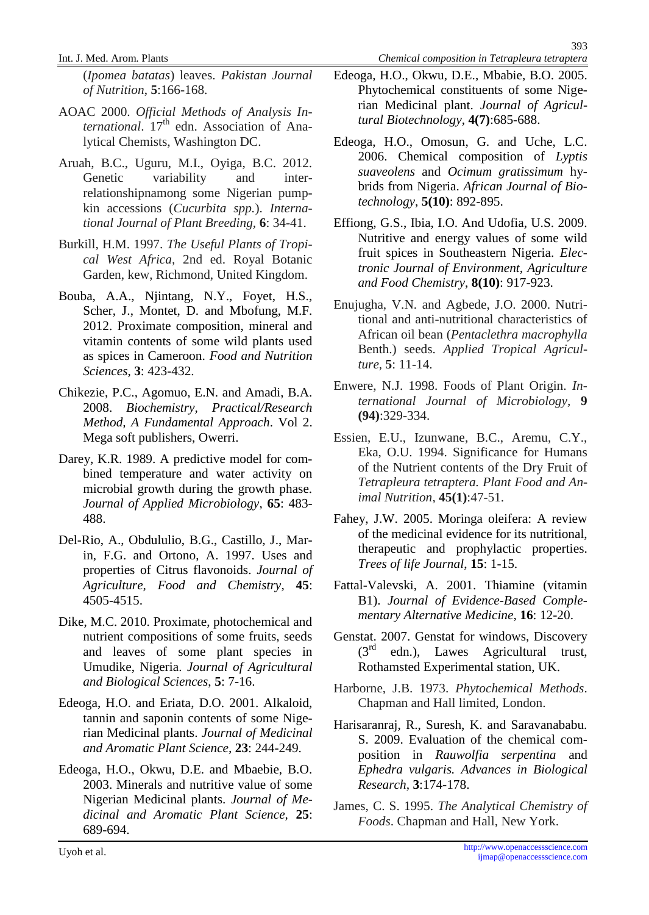(*Ipomea batatas*) leaves. *Pakistan Journal of Nutrition*, **5**:166-168.

AOAC 2000. *Official Methods of Analysis International*. 17th edn. Association of Analytical Chemists, Washington DC.

Aruah, B.C., Uguru, M.I., Oyiga, B.C. 2012. Genetic variability and inter-relationshipnamong some Nigerian pumpkin accessions (*Cucurbita spp.*). *International Journal of Plant Breeding*, **6**: 34-41.

Burkill, H.M. 1997. *The Useful Plants of Tropical West Africa*, 2nd ed. Royal Botanic Garden, kew, Richmond, United Kingdom.

Bouba, A.A., Njintang, N.Y., Foyet, H.S., Scher, J., Montet, D. and Mbofung, M.F. 2012. Proximate composition, mineral and vitamin contents of some wild plants used as spices in Cameroon. *Food and Nutrition Sciences*, **3**: 423-432.

Chikezie, P.C., Agomuo, E.N. and Amadi, B.A. 2008. *Biochemistry, Practical/Research Method, A Fundamental Approach*. Vol 2. Mega soft publishers, Owerri.

Darey, K.R. 1989. A predictive model for combined temperature and water activity on microbial growth during the growth phase. *Journal of Applied Microbiology*, **65**: 483-488.

Del-Rio, A., Obdululio, B.G., Castillo, J., Marin, F.G. and Ortono, A. 1997. Uses and properties of Citrus flavonoids. *Journal of Agriculture, Food and Chemistry*, **45**: 4505-4515.

Dike, M.C. 2010. Proximate, photochemical and nutrient compositions of some fruits, seeds and leaves of some plant species in Umudike, Nigeria. *Journal of Agricultural and Biological Sciences*, **5**: 7-16.

Edeoga, H.O. and Eriata, D.O. 2001. Alkaloid, tannin and saponin contents of some Nigerian Medicinal plants. *Journal of Medicinal and Aromatic Plant Science*, **23**: 244-249.

Edeoga, H.O., Okwu, D.E. and Mbaebie, B.O. 2003. Minerals and nutritive value of some Nigerian Medicinal plants. *Journal of Medicinal and Aromatic Plant Science*, **25**: 689-694.

Edeoga, H.O., Okwu, D.E., Mbabie, B.O. 2005. Phytochemical constituents of some Nigerian Medicinal plant. *Journal of Agricultural Biotechnology*, **4(7)**:685-688.

Edeoga, H.O., Omosun, G. and Uche, L.C. 2006. Chemical composition of *Lyptis suaveolens* and *Ocimum gratissimum* hybrids from Nigeria. *African Journal of Biotechnology*, **5(10)**: 892-895.

Effiong, G.S., Ibia, I.O. And Udofia, U.S. 2009. Nutritive and energy values of some wild fruit spices in Southeastern Nigeria. *Electronic Journal of Environment, Agriculture and Food Chemistry*, **8(10)**: 917-923.

Enujugha, V.N. and Agbede, J.O. 2000. Nutritional and anti-nutritional characteristics of African oil bean (*Pentaclethra macrophylla* Benth.) seeds. *Applied Tropical Agriculture*, **5**: 11-14.

Enwere, N.J. 1998. Foods of Plant Origin. *International Journal of Microbiology*, **9 (94)**:329-334.

Essien, E.U., Izunwane, B.C., Aremu, C.Y., Eka, O.U. 1994. Significance for Humans of the Nutrient contents of the Dry Fruit of *Tetrapleura tetraptera. Plant Food and Animal Nutrition*, **45(1)**:47-51.

Fahey, J.W. 2005. Moringa oleifera: A review of the medicinal evidence for its nutritional, therapeutic and prophylactic properties. *Trees of life Journal*, **15**: 1-15.

Fattal-Valevski, A. 2001. Thiamine (vitamin B1). *Journal of Evidence-Based Complementary Alternative Medicine*, **16**: 12-20.

Genstat. 2007. Genstat for windows, Discovery (3rd edn.), Lawes Agricultural trust, Rothamsted Experimental station, UK.

Harborne, J.B. 1973. *Phytochemical Methods*. Chapman and Hall limited, London.

Harisaranraj, R., Suresh, K. and Saravanababu. S. 2009. Evaluation of the chemical composition in *Rauwolfia serpentina* and *Ephedra vulgaris. Advances in Biological Research*, **3**:174-178.

James, C. S. 1995. *The Analytical Chemistry of Foods*. Chapman and Hall, New York.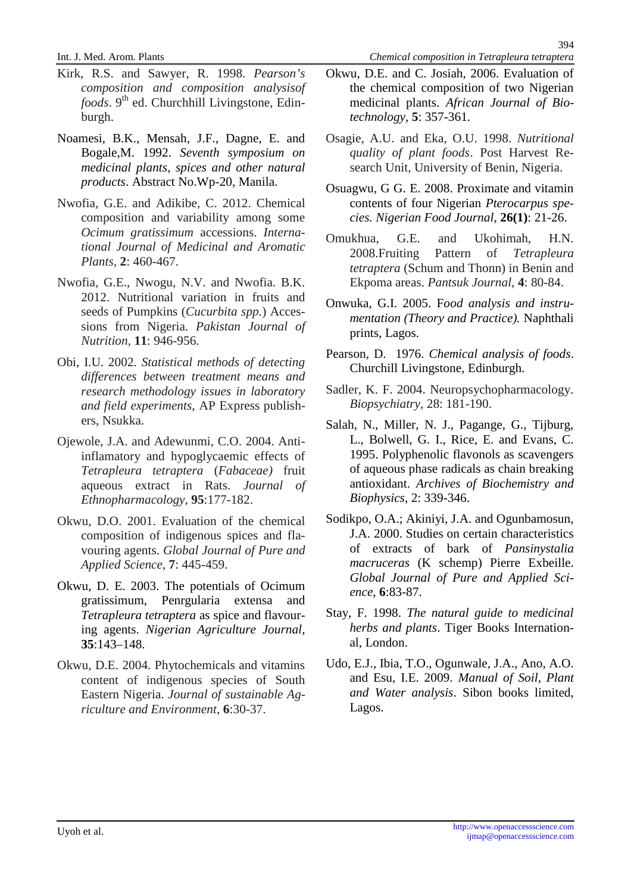Kirk, R.S. and Sawyer, R. 1998. *Pearson's composition and composition analysisof foods*. 9th ed. Churchhill Livingstone, Edinburgh.

Noamesi, B.K., Mensah, J.F., Dagne, E. and Bogale,M. 1992. *Seventh symposium on medicinal plants, spices and other natural products*. Abstract No.Wp-20, Manila.

Nwofia, G.E. and Adikibe, C. 2012. Chemical composition and variability among some *Ocimum gratissimum* accessions. *International Journal of Medicinal and Aromatic Plants*, **2**: 460-467.

Nwofia, G.E., Nwogu, N.V. and Nwofia. B.K. 2012. Nutritional variation in fruits and seeds of Pumpkins (*Cucurbita spp.*) Accessions from Nigeria. *Pakistan Journal of Nutrition*, **11**: 946-956.

Obi, I.U. 2002. *Statistical methods of detecting differences between treatment means and research methodology issues in laboratory and field experiments*, AP Express publishers, Nsukka.

Ojewole, J.A. and Adewunmi, C.O. 2004. Anti-inflamatory and hypoglycaemic effects of *Tetrapleura tetraptera* (*Fabaceae)* fruit aqueous extract in Rats. *Journal of Ethnopharmacology*, **95**:177-182.

Okwu, D.O. 2001. Evaluation of the chemical composition of indigenous spices and flavouring agents. *Global Journal of Pure and Applied Science*, **7**: 445-459.

Okwu, D. E. 2003. The potentials of Ocimum gratissimum, Penrgularia extensa and *Tetrapleura tetraptera* as spice and flavouring agents. *Nigerian Agriculture Journal*, **35**:143–148.

Okwu, D.E. 2004. Phytochemicals and vitamins content of indigenous species of South Eastern Nigeria. *Journal of sustainable Agriculture and Environment*, **6**:30-37.

Okwu, D.E. and C. Josiah, 2006. Evaluation of the chemical composition of two Nigerian medicinal plants. *African Journal of Biotechnology*, **5**: 357-361.

Osagie, A.U. and Eka, O.U. 1998. *Nutritional quality of plant foods*. Post Harvest Research Unit, University of Benin, Nigeria.

Osuagwu, G G. E. 2008. Proximate and vitamin contents of four Nigerian *Pterocarpus species. Nigerian Food Journal*, **26(1)**: 21-26.

Omukhua, G.E. and Ukohimah, H.N. 2008.Fruiting Pattern of *Tetrapleura tetraptera* (Schum and Thonn) in Benin and Ekpoma areas. *Pantsuk Journal*, **4**: 80-84.

Onwuka, G.I. 2005. F*ood analysis and instrumentation (Theory and Practice).* Naphthali prints, Lagos.

Pearson, D. 1976. *Chemical analysis of foods*. Churchill Livingstone, Edinburgh.

Sadler, K. F. 2004. Neuropsychopharmacology. *Biopsychiatry*, 28: 181-190.

Salah, N., Miller, N. J., Pagange, G., Tijburg, L., Bolwell, G. I., Rice, E. and Evans, C. 1995. Polyphenolic flavonols as scavengers of aqueous phase radicals as chain breaking antioxidant. *Archives of Biochemistry and Biophysics*, 2: 339-346.

Sodikpo, O.A.; Akiniyi, J.A. and Ogunbamosun, J.A. 2000. Studies on certain characteristics of extracts of bark of *Pansinystalia macruceras* (K schemp) Pierre Exbeille. *Global Journal of Pure and Applied Science*, **6**:83-87.

Stay, F. 1998. *The natural guide to medicinal herbs and plants*. Tiger Books International, London.

Udo, E.J., Ibia, T.O., Ogunwale, J.A., Ano, A.O. and Esu, I.E. 2009. *Manual of Soil, Plant and Water analysis*. Sibon books limited, Lagos.